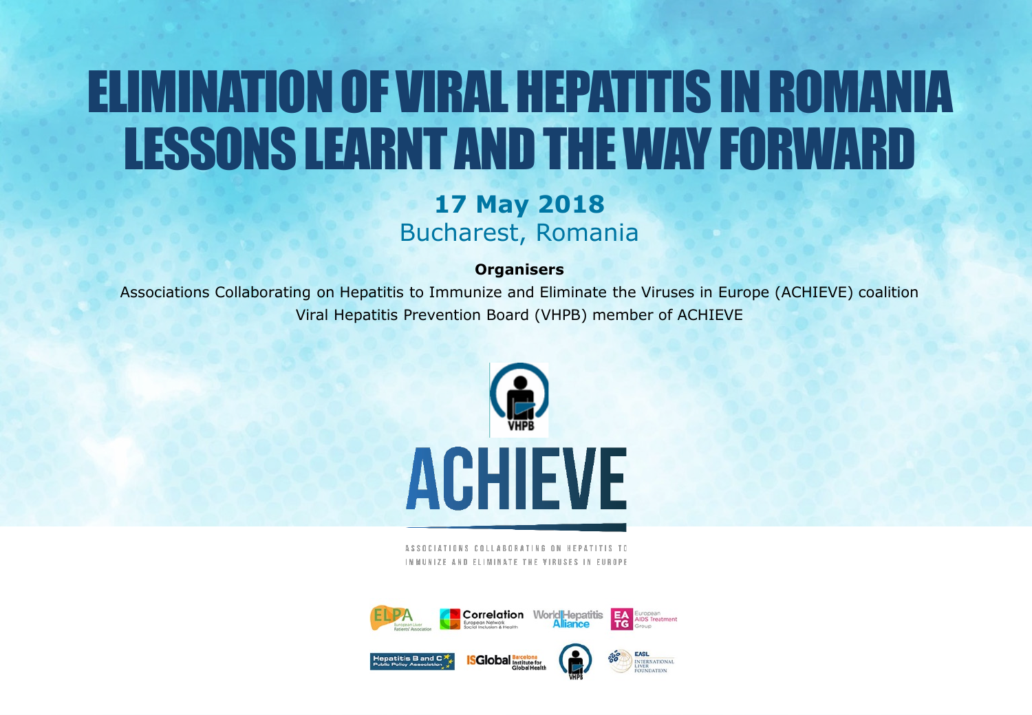# ELIMINATION OF VIRAL HEPATITIS IN ROMANIA LESSONS LEARNT AND THE WAY FORWARD

**17 May 2018**

Bucharest, Romania

**Organisers**

Associations Collaborating on Hepatitis to Immunize and Eliminate the Viruses in Europe (ACHIEVE) coalition

Viral Hepatitis Prevention Board (VHPB) member of ACHIEVE

VHPB

ACHIEVE

ASSOCIATIONS COLLABORATING ON HEPATITIS TO IMMUNIZE AND ELIMINATE THE VIRUSES IN EUROPE

ELPA European Liver Patients' Association

Correlation European Network Social Inclusion & Health

World Hepatitis Alliance

EATG European AIDS Treatment Group

Hepatitis B and C Public Policy Association

ISGlobal Barcelona Institute for Global Health

VHPB

EASL International Liver Foundation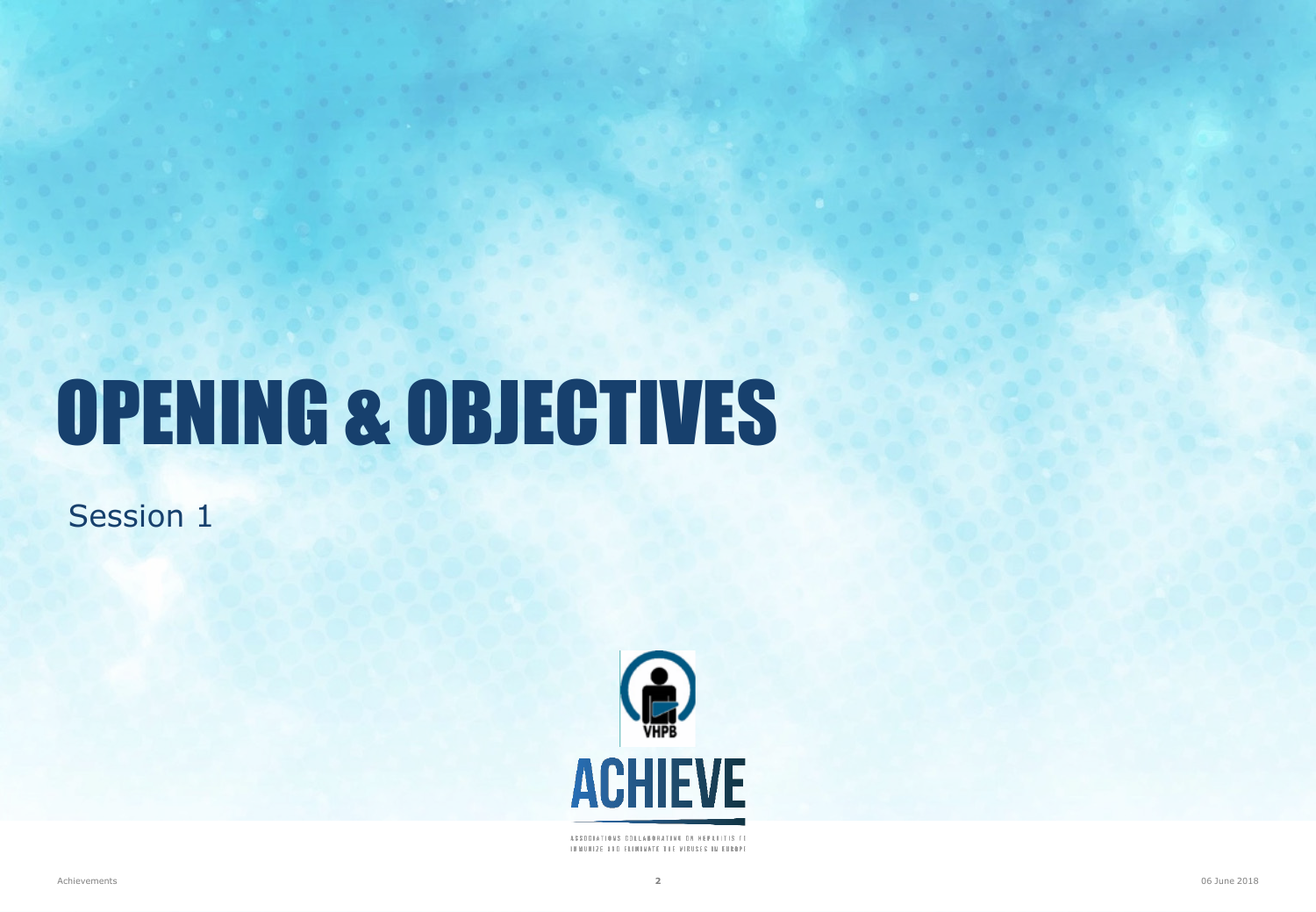# OPENING & OBJECTIVES

Session 1

VHPB

ACHIEVE

ASSOCIATIONS COLLABORATING ON HEPATITIS TO IMMUNIZE AND ELIMINATE THE VIRUSES IN EUROPE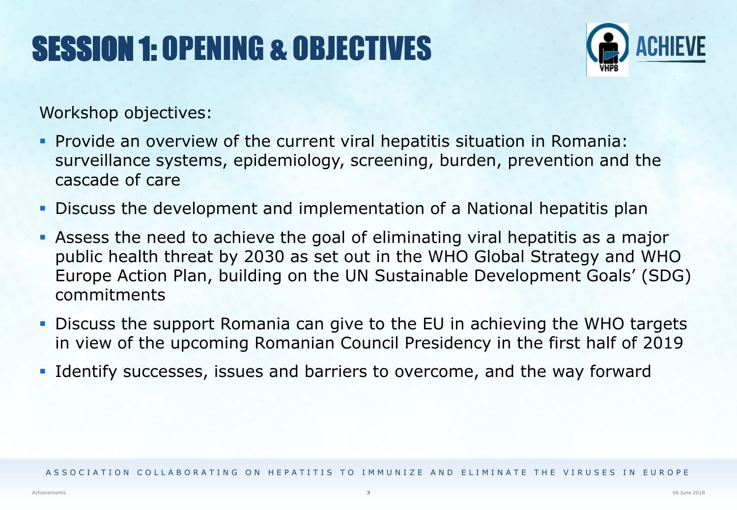# SESSION 1: OPENING & OBJECTIVES

Workshop objectives:

- Provide an overview of the current viral hepatitis situation in Romania: surveillance systems, epidemiology, screening, burden, prevention and the cascade of care
- Discuss the development and implementation of a National hepatitis plan
- Assess the need to achieve the goal of eliminating viral hepatitis as a major public health threat by 2030 as set out in the WHO Global Strategy and WHO Europe Action Plan, building on the UN Sustainable Development Goals' (SDG) commitments
- Discuss the support Romania can give to the EU in achieving the WHO targets in view of the upcoming Romanian Council Presidency in the first half of 2019
- Identify successes, issues and barriers to overcome, and the way forward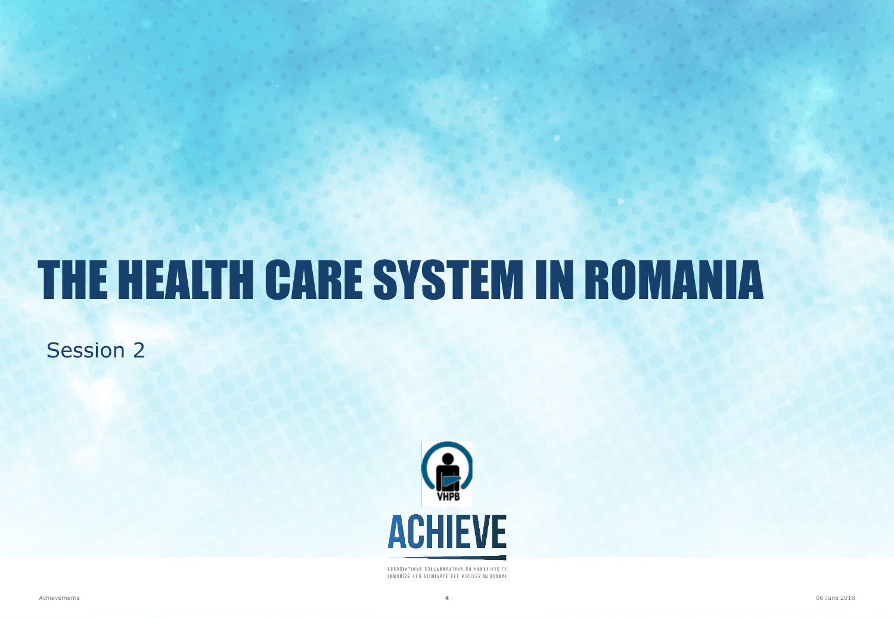# THE HEALTH CARE SYSTEM IN ROMANIA

Session 2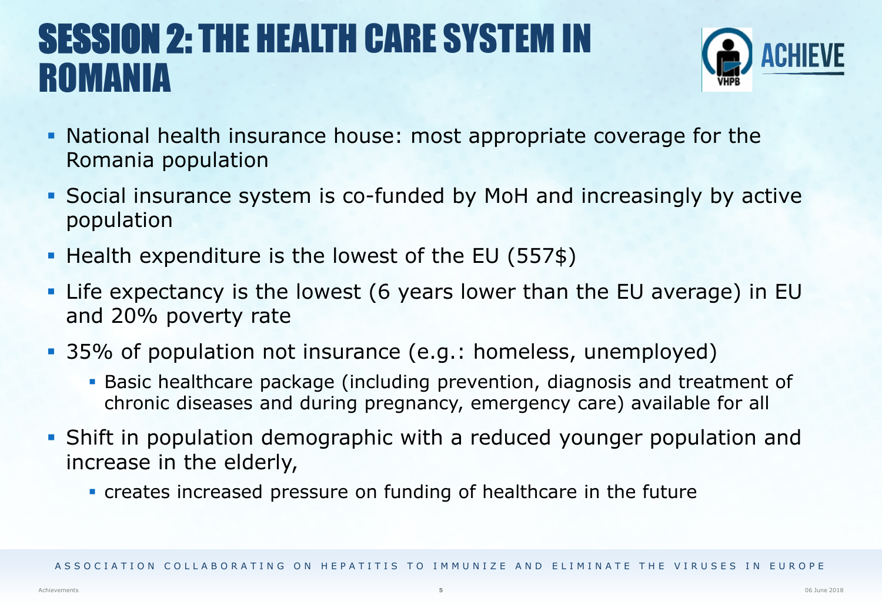# SESSION 2: THE HEALTH CARE SYSTEM IN ROMANIA

- National health insurance house: most appropriate coverage for the Romania population
- Social insurance system is co-funded by MoH and increasingly by active population
- Health expenditure is the lowest of the EU (557$)
- Life expectancy is the lowest (6 years lower than the EU average) in EU and 20% poverty rate
- 35% of population not insurance (e.g.: homeless, unemployed)
  - Basic healthcare package (including prevention, diagnosis and treatment of chronic diseases and during pregnancy, emergency care) available for all
- Shift in population demographic with a reduced younger population and increase in the elderly,
  - creates increased pressure on funding of healthcare in the future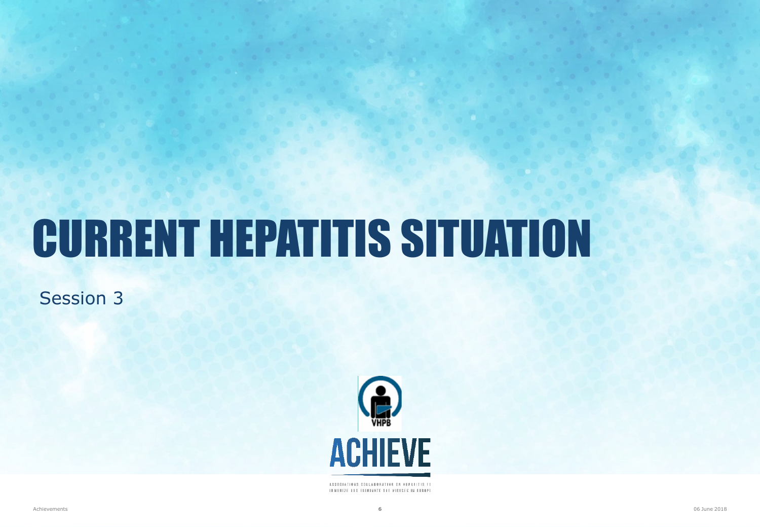# CURRENT HEPATITIS SITUATION

Session 3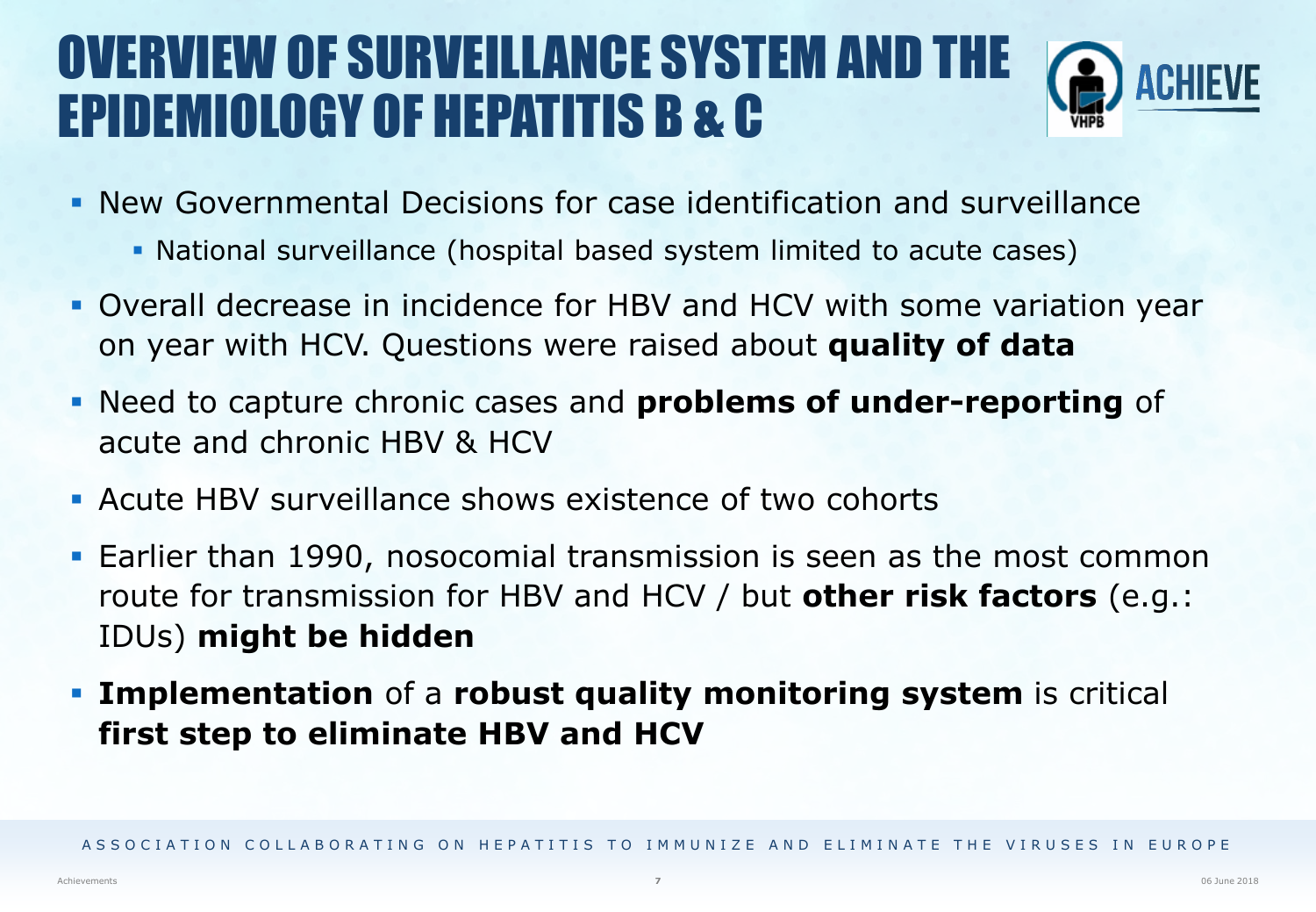# OVERVIEW OF SURVEILLANCE SYSTEM AND THE EPIDEMIOLOGY OF HEPATITIS B & C

- New Governmental Decisions for case identification and surveillance
  - National surveillance (hospital based system limited to acute cases)
- Overall decrease in incidence for HBV and HCV with some variation year on year with HCV. Questions were raised about **quality of data**
- Need to capture chronic cases and **problems of under-reporting** of acute and chronic HBV & HCV
- Acute HBV surveillance shows existence of two cohorts
- Earlier than 1990, nosocomial transmission is seen as the most common route for transmission for HBV and HCV / but **other risk factors** (e.g.: IDUs) **might be hidden**
- **Implementation** of a **robust quality monitoring system** is critical **first step to eliminate HBV and HCV**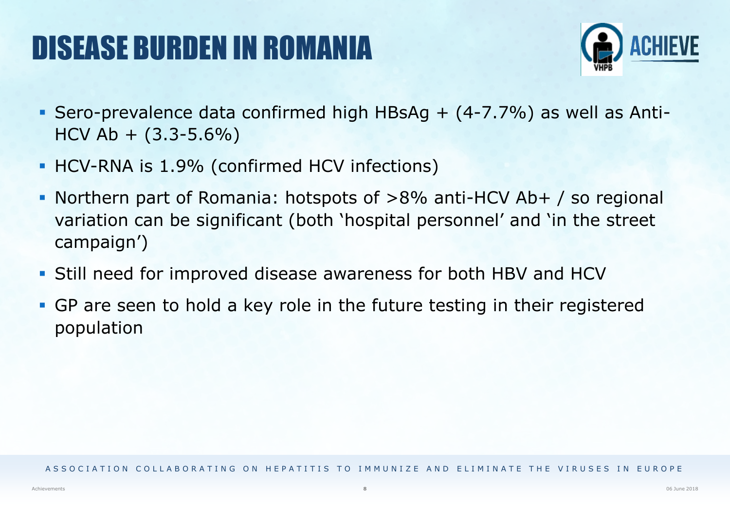# DISEASE BURDEN IN ROMANIA

- Sero-prevalence data confirmed high HBsAg + (4-7.7%) as well as Anti-HCV Ab + (3.3-5.6%)
- HCV-RNA is 1.9% (confirmed HCV infections)
- Northern part of Romania: hotspots of >8% anti-HCV Ab+ / so regional variation can be significant (both 'hospital personnel' and 'in the street campaign')
- Still need for improved disease awareness for both HBV and HCV
- GP are seen to hold a key role in the future testing in their registered population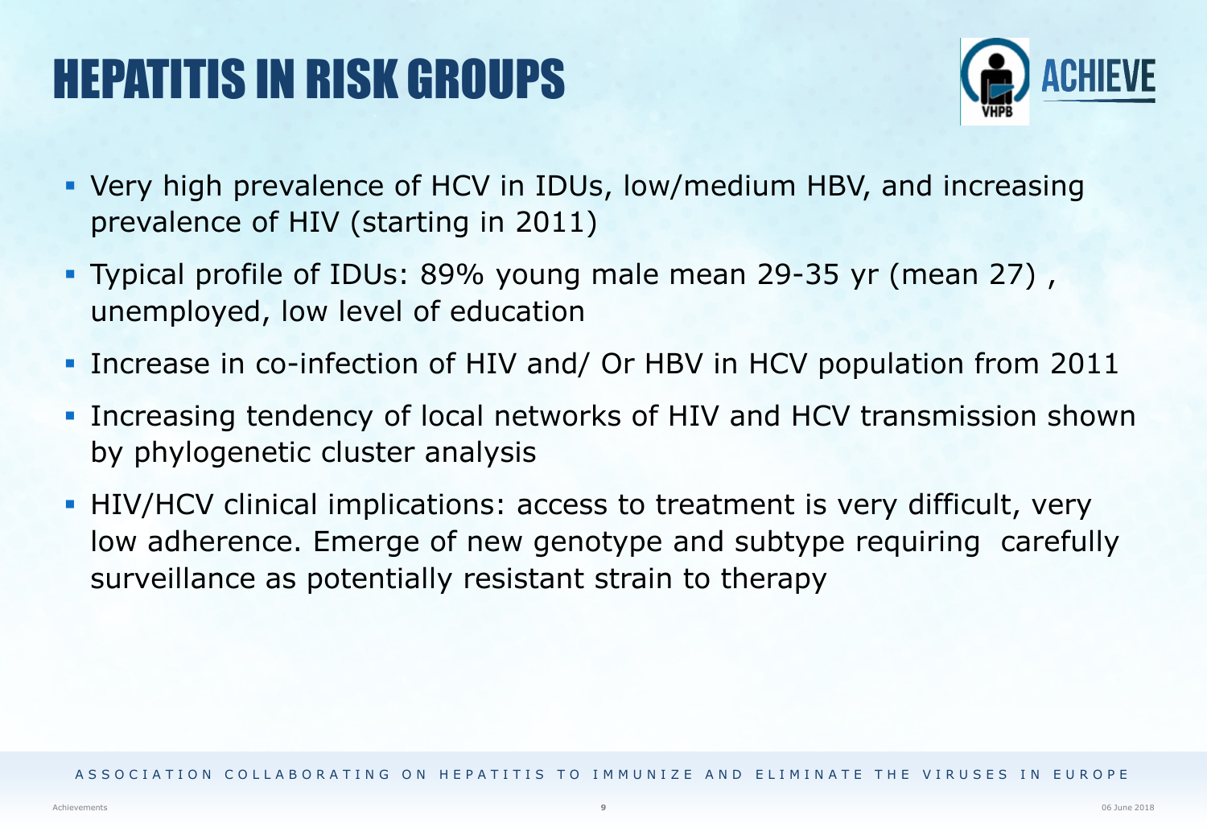# HEPATITIS IN RISK GROUPS

- Very high prevalence of HCV in IDUs, low/medium HBV, and increasing prevalence of HIV (starting in 2011)
- Typical profile of IDUs: 89% young male mean 29-35 yr (mean 27) , unemployed, low level of education
- Increase in co-infection of HIV and/ Or HBV in HCV population from 2011
- Increasing tendency of local networks of HIV and HCV transmission shown by phylogenetic cluster analysis
- HIV/HCV clinical implications: access to treatment is very difficult, very low adherence. Emerge of new genotype and subtype requiring carefully surveillance as potentially resistant strain to therapy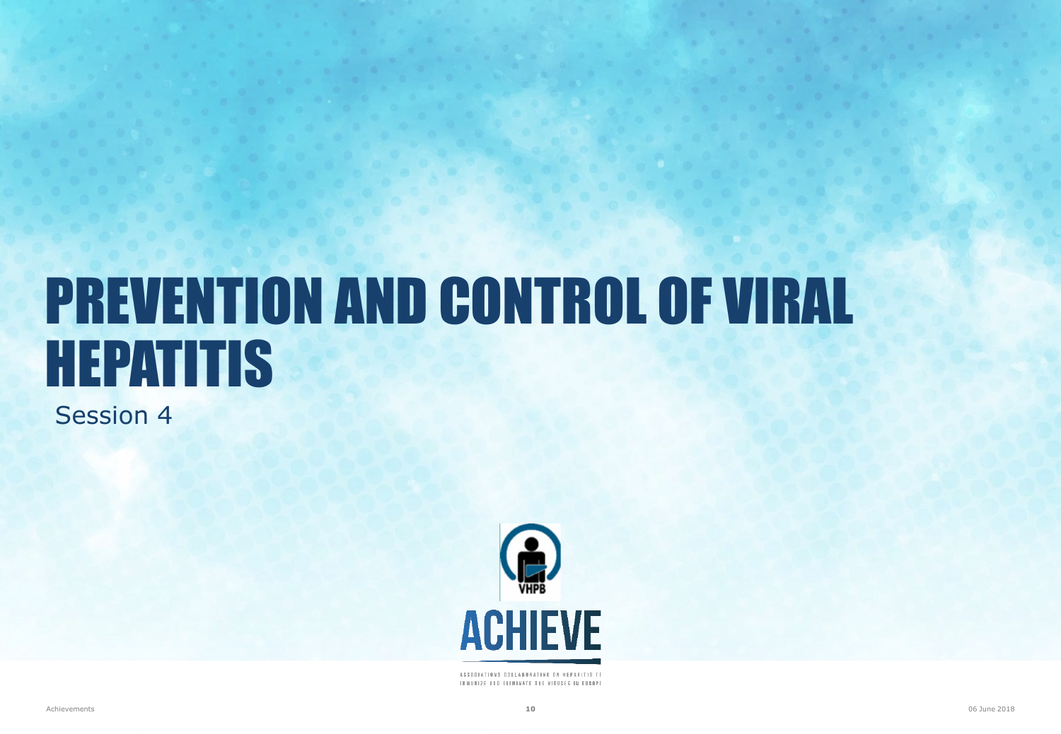# PREVENTION AND CONTROL OF VIRAL HEPATITIS

Session 4

VHPB

ACHIEVE

ASSOCIATIONS COLLABORATING ON HEPATITIS TO IMMUNIZE AND ELIMINATE THE VIRUSES IN EUROPE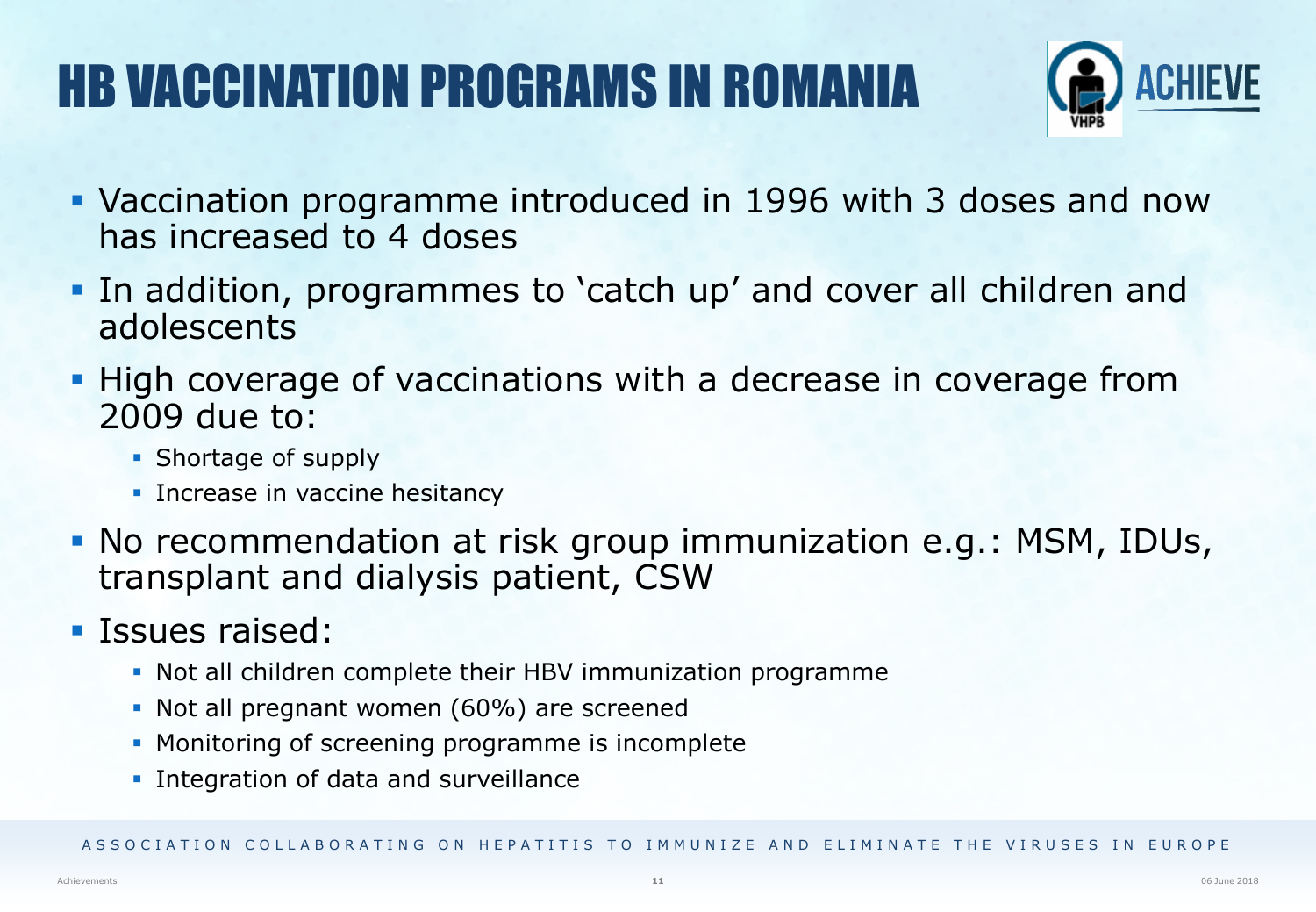# HB VACCINATION PROGRAMS IN ROMANIA

- Vaccination programme introduced in 1996 with 3 doses and now has increased to 4 doses
- In addition, programmes to 'catch up' and cover all children and adolescents
- High coverage of vaccinations with a decrease in coverage from 2009 due to:
  - Shortage of supply
  - Increase in vaccine hesitancy
- No recommendation at risk group immunization e.g.: MSM, IDUs, transplant and dialysis patient, CSW
- Issues raised:
  - Not all children complete their HBV immunization programme
  - Not all pregnant women (60%) are screened
  - Monitoring of screening programme is incomplete
  - Integration of data and surveillance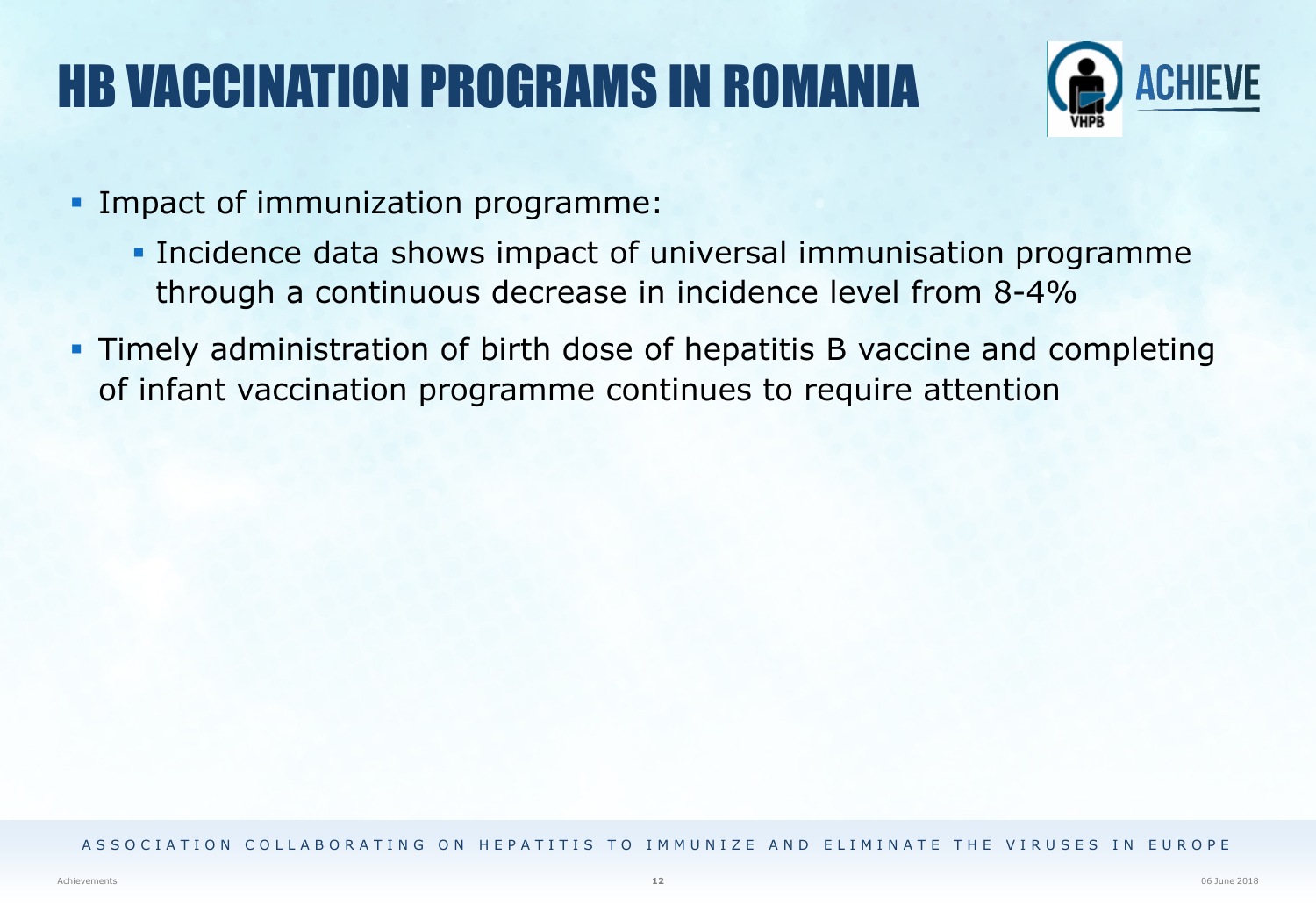# HB VACCINATION PROGRAMS IN ROMANIA

- Impact of immunization programme:
  - Incidence data shows impact of universal immunisation programme through a continuous decrease in incidence level from 8-4%
- Timely administration of birth dose of hepatitis B vaccine and completing of infant vaccination programme continues to require attention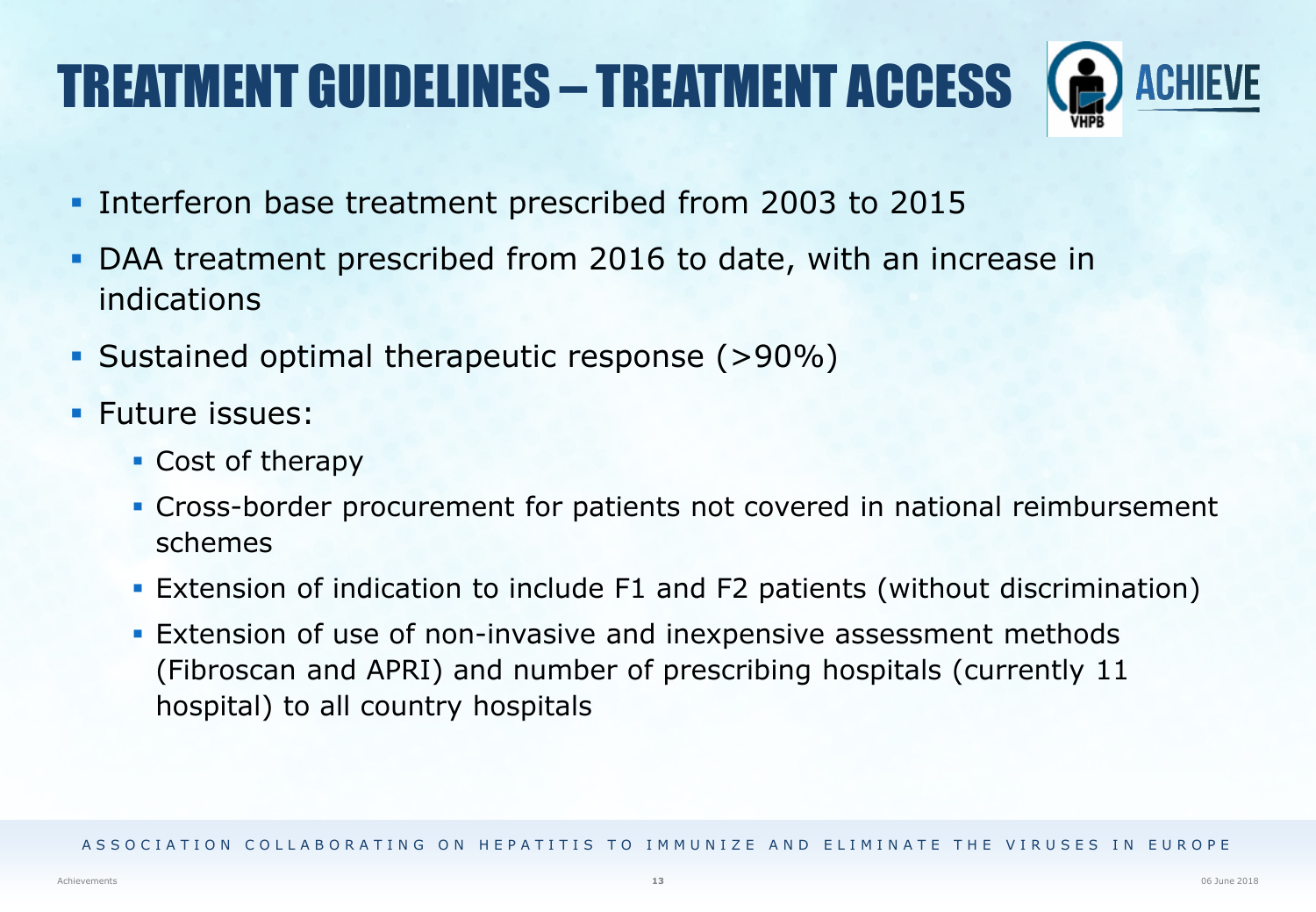# TREATMENT GUIDELINES – TREATMENT ACCESS

- Interferon base treatment prescribed from 2003 to 2015
- DAA treatment prescribed from 2016 to date, with an increase in indications
- Sustained optimal therapeutic response (>90%)
- Future issues:
  - Cost of therapy
  - Cross-border procurement for patients not covered in national reimbursement schemes
  - Extension of indication to include F1 and F2 patients (without discrimination)
  - Extension of use of non-invasive and inexpensive assessment methods (Fibroscan and APRI) and number of prescribing hospitals (currently 11 hospital) to all country hospitals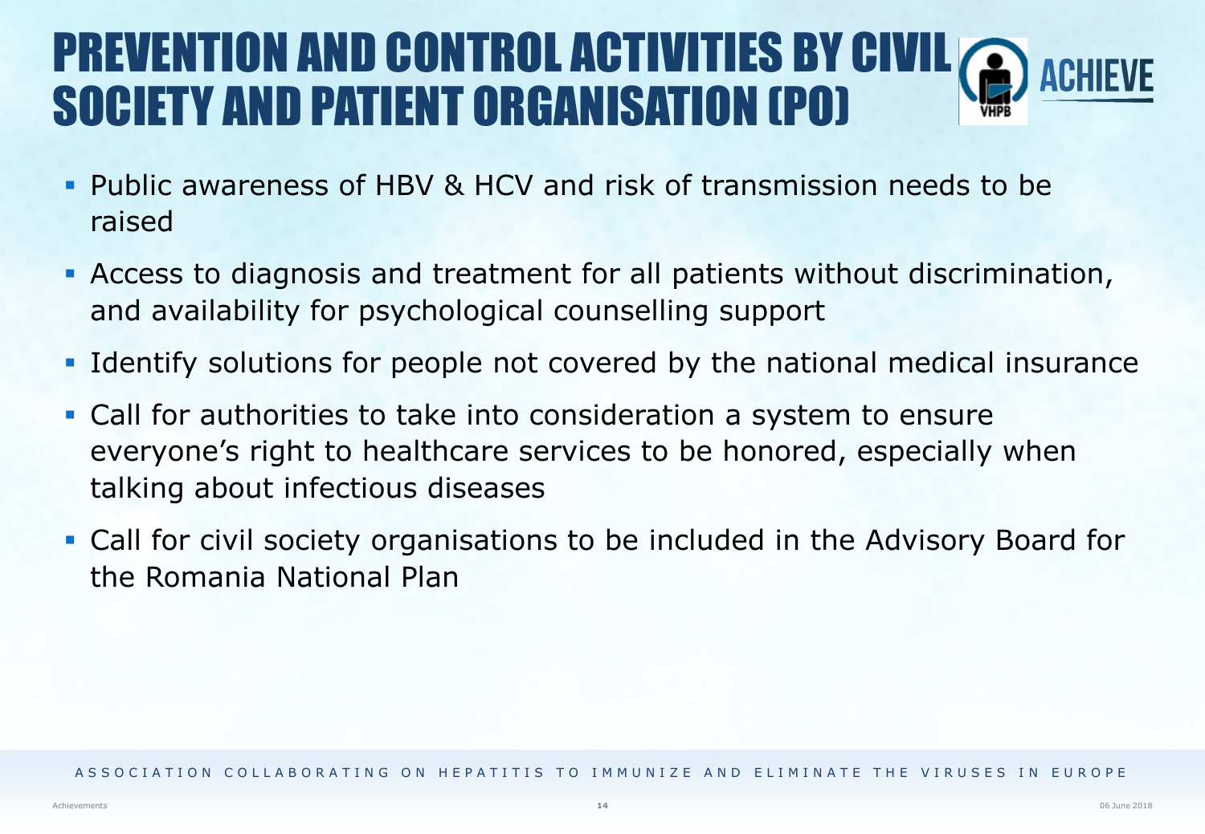# PREVENTION AND CONTROL ACTIVITIES BY CIVIL SOCIETY AND PATIENT ORGANISATION (PO)

- Public awareness of HBV & HCV and risk of transmission needs to be raised
- Access to diagnosis and treatment for all patients without discrimination, and availability for psychological counselling support
- Identify solutions for people not covered by the national medical insurance
- Call for authorities to take into consideration a system to ensure everyone's right to healthcare services to be honored, especially when talking about infectious diseases
- Call for civil society organisations to be included in the Advisory Board for the Romania National Plan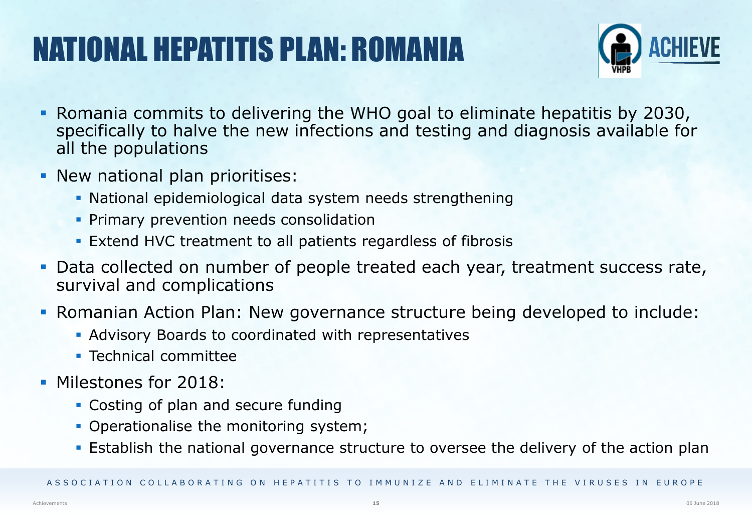# NATIONAL HEPATITIS PLAN: ROMANIA

- Romania commits to delivering the WHO goal to eliminate hepatitis by 2030, specifically to halve the new infections and testing and diagnosis available for all the populations
- New national plan prioritises:
  - National epidemiological data system needs strengthening
  - Primary prevention needs consolidation
  - Extend HVC treatment to all patients regardless of fibrosis
- Data collected on number of people treated each year, treatment success rate, survival and complications
- Romanian Action Plan: New governance structure being developed to include:
  - Advisory Boards to coordinated with representatives
  - Technical committee
- Milestones for 2018:
  - Costing of plan and secure funding
  - Operationalise the monitoring system;
  - Establish the national governance structure to oversee the delivery of the action plan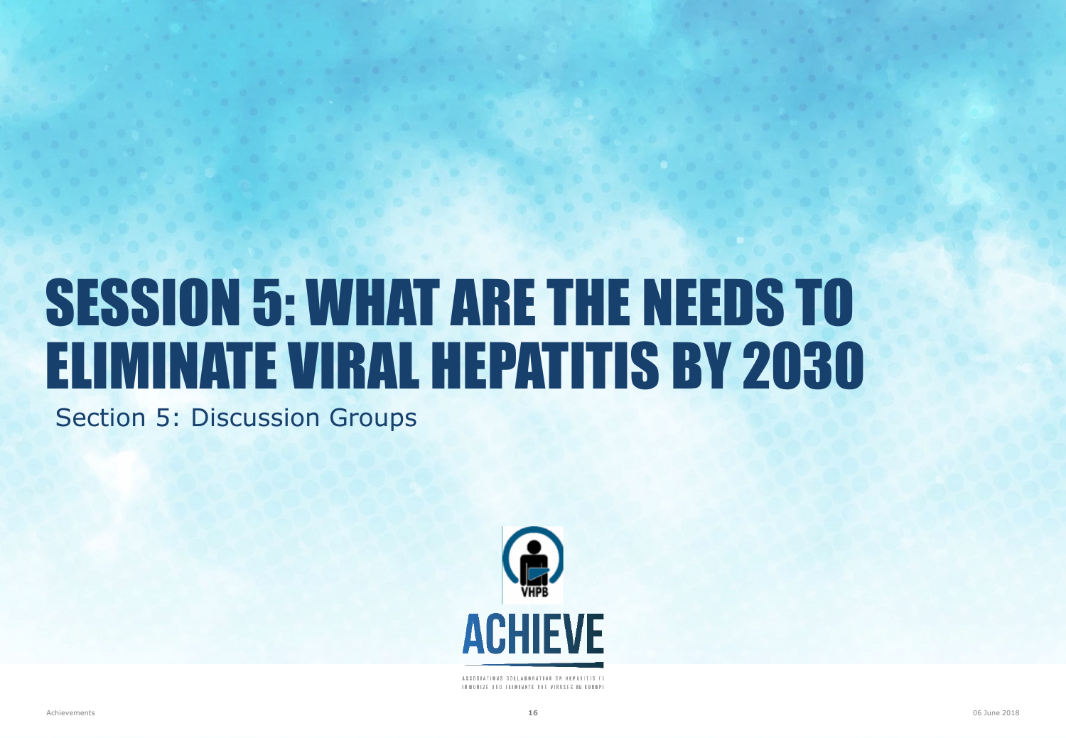# SESSION 5: WHAT ARE THE NEEDS TO ELIMINATE VIRAL HEPATITIS BY 2030

Section 5: Discussion Groups

VHPB

ACHIEVE

ASSOCIATIONS COLLABORATING ON HEPATITIS TO IMMUNIZE AND ELIMINATE THE VIRUSES IN EUROPE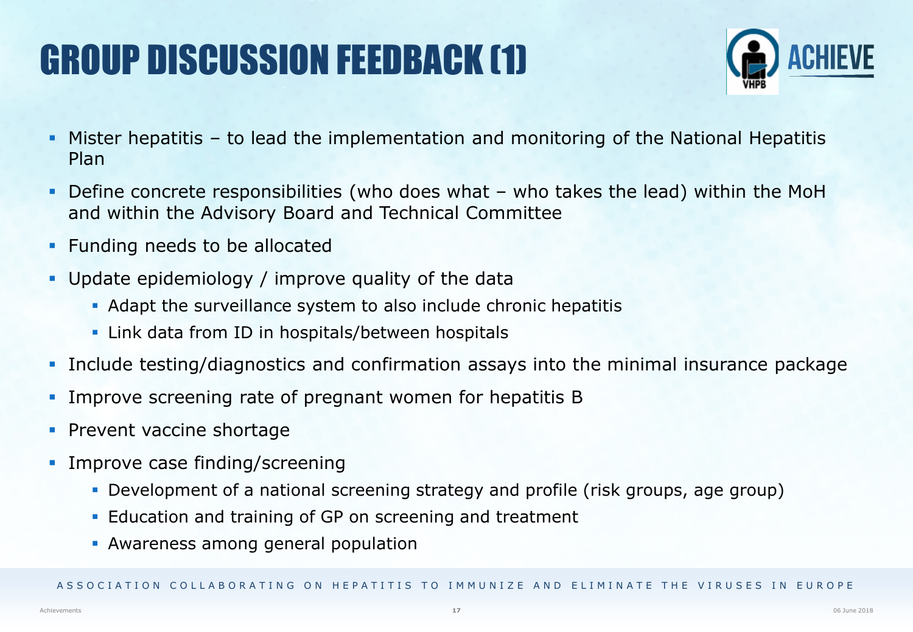# GROUP DISCUSSION FEEDBACK (1)

- Mister hepatitis – to lead the implementation and monitoring of the National Hepatitis Plan
- Define concrete responsibilities (who does what – who takes the lead) within the MoH and within the Advisory Board and Technical Committee
- Funding needs to be allocated
- Update epidemiology / improve quality of the data
  - Adapt the surveillance system to also include chronic hepatitis
  - Link data from ID in hospitals/between hospitals
- Include testing/diagnostics and confirmation assays into the minimal insurance package
- Improve screening rate of pregnant women for hepatitis B
- Prevent vaccine shortage
- Improve case finding/screening
  - Development of a national screening strategy and profile (risk groups, age group)
  - Education and training of GP on screening and treatment
  - Awareness among general population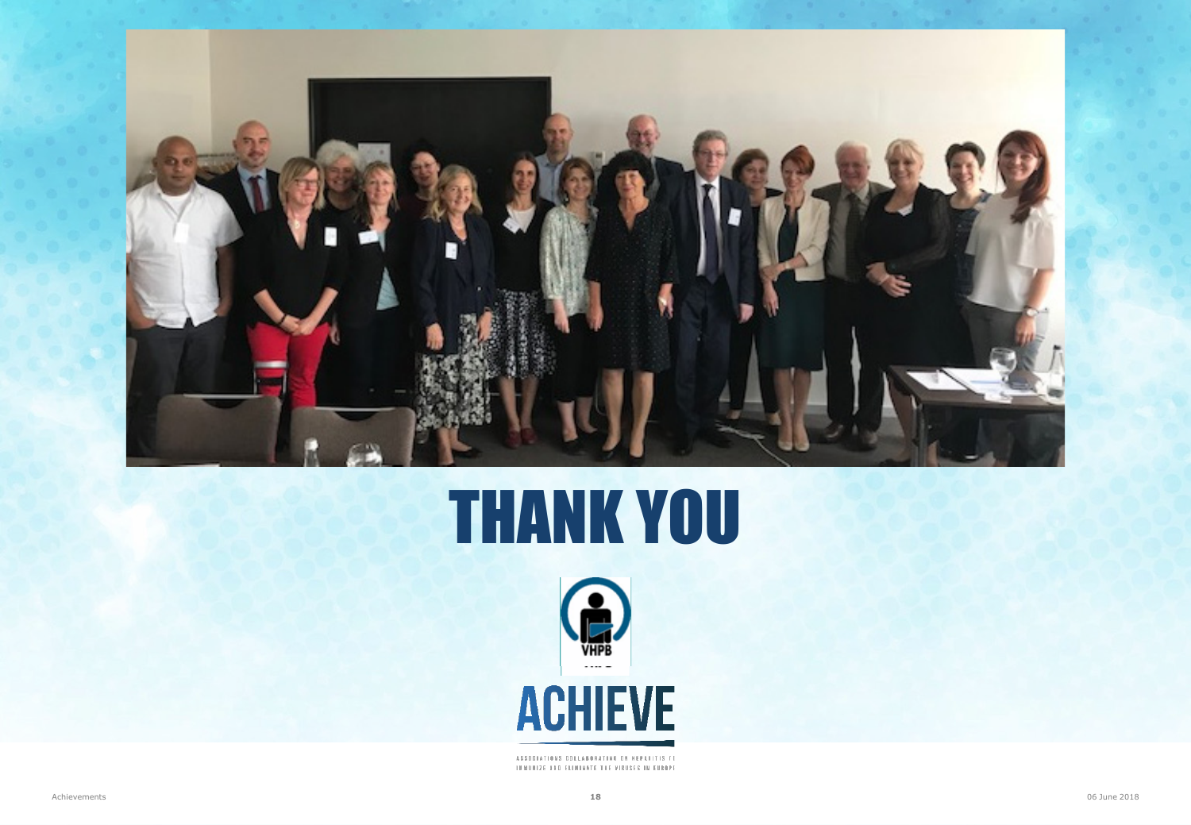# THANK YOU

VHPB

ACHIEVE

ASSOCIATIONS COLLABORATING ON HEPATITIS TO IMMUNIZE AND ELIMINATE THE VIRUSES IN EUROPE